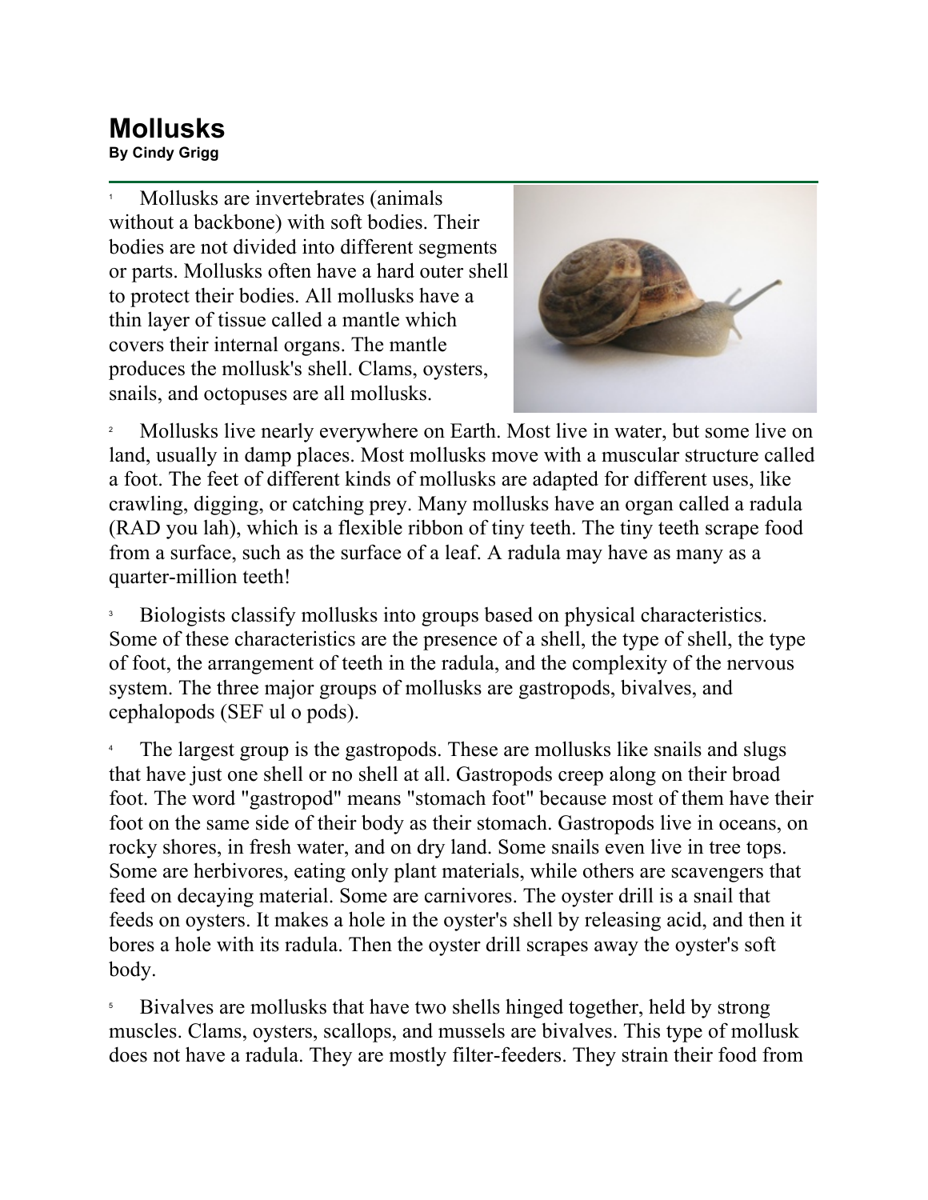# Mollusks

**By Cindy Grigg**

1 Mollusks are invertebrates (animals without a backbone) with soft bodies. Their bodies are not divided into different segments or parts. Mollusks often have a hard outer shell to protect their bodies. All mollusks have a thin layer of tissue called a mantle which covers their internal organs. The mantle produces the mollusk's shell. Clams, oysters, snails, and octopuses are all mollusks.

2 Mollusks live nearly everywhere on Earth. Most live in water, but some live on land, usually in damp places. Most mollusks move with a muscular structure called a foot. The feet of different kinds of mollusks are adapted for different uses, like crawling, digging, or catching prey. Many mollusks have an organ called a radula (RAD you lah), which is a flexible ribbon of tiny teeth. The tiny teeth scrape food from a surface, such as the surface of a leaf. A radula may have as many as a quarter-million teeth!

3 Biologists classify mollusks into groups based on physical characteristics. Some of these characteristics are the presence of a shell, the type of shell, the type of foot, the arrangement of teeth in the radula, and the complexity of the nervous system. The three major groups of mollusks are gastropods, bivalves, and cephalopods (SEF ul o pods).

4 The largest group is the gastropods. These are mollusks like snails and slugs that have just one shell or no shell at all. Gastropods creep along on their broad foot. The word "gastropod" means "stomach foot" because most of them have their foot on the same side of their body as their stomach. Gastropods live in oceans, on rocky shores, in fresh water, and on dry land. Some snails even live in tree tops. Some are herbivores, eating only plant materials, while others are scavengers that feed on decaying material. Some are carnivores. The oyster drill is a snail that feeds on oysters. It makes a hole in the oyster's shell by releasing acid, and then it bores a hole with its radula. Then the oyster drill scrapes away the oyster's soft body.

5 Bivalves are mollusks that have two shells hinged together, held by strong muscles. Clams, oysters, scallops, and mussels are bivalves. This type of mollusk does not have a radula. They are mostly filter-feeders. They strain their food from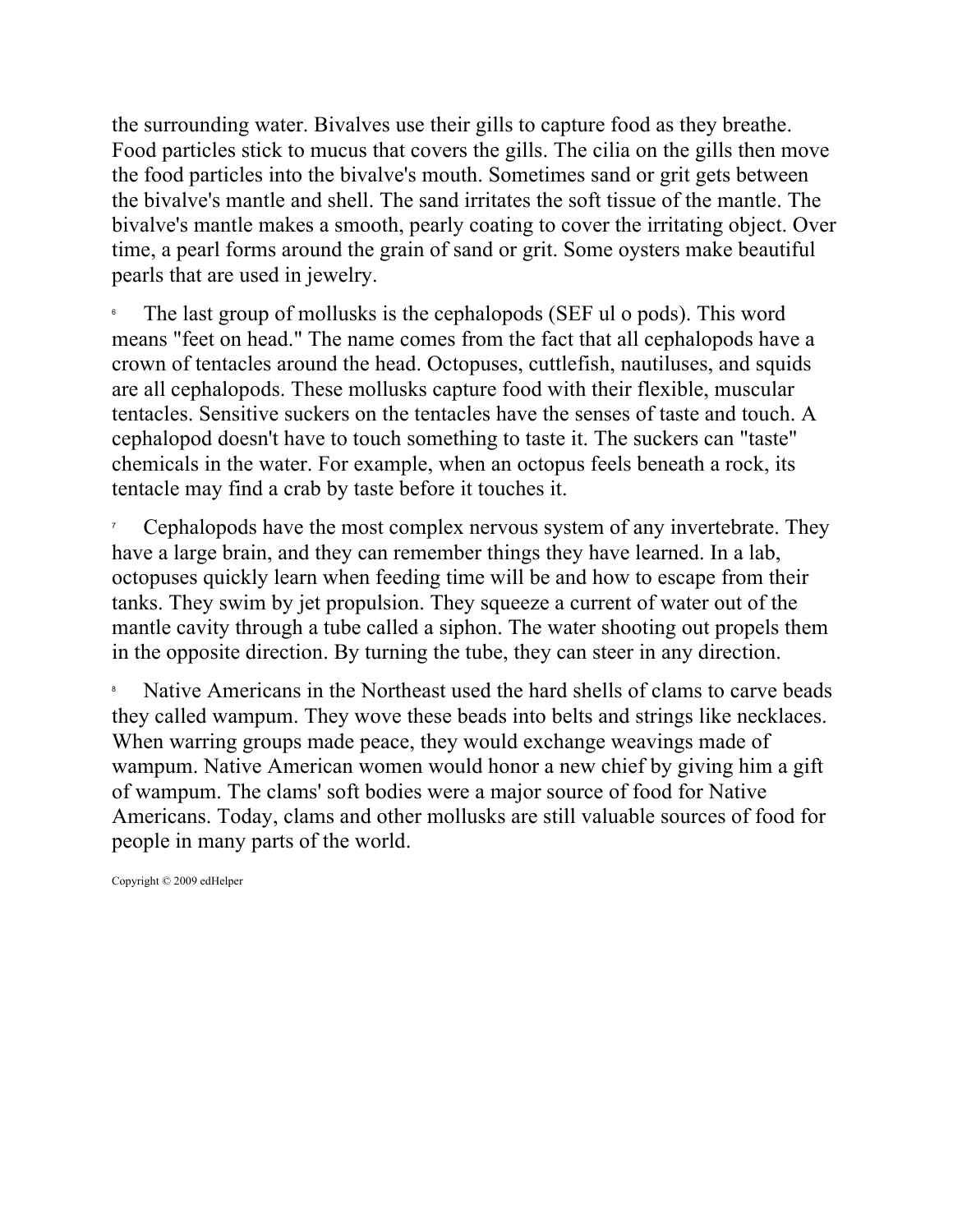the surrounding water. Bivalves use their gills to capture food as they breathe. Food particles stick to mucus that covers the gills. The cilia on the gills then move the food particles into the bivalve's mouth. Sometimes sand or grit gets between the bivalve's mantle and shell. The sand irritates the soft tissue of the mantle. The bivalve's mantle makes a smooth, pearly coating to cover the irritating object. Over time, a pearl forms around the grain of sand or grit. Some oysters make beautiful pearls that are used in jewelry.

6 The last group of mollusks is the cephalopods (SEF ul o pods). This word means "feet on head." The name comes from the fact that all cephalopods have a crown of tentacles around the head. Octopuses, cuttlefish, nautiluses, and squids are all cephalopods. These mollusks capture food with their flexible, muscular tentacles. Sensitive suckers on the tentacles have the senses of taste and touch. A cephalopod doesn't have to touch something to taste it. The suckers can "taste" chemicals in the water. For example, when an octopus feels beneath a rock, its tentacle may find a crab by taste before it touches it.

7 Cephalopods have the most complex nervous system of any invertebrate. They have a large brain, and they can remember things they have learned. In a lab, octopuses quickly learn when feeding time will be and how to escape from their tanks. They swim by jet propulsion. They squeeze a current of water out of the mantle cavity through a tube called a siphon. The water shooting out propels them in the opposite direction. By turning the tube, they can steer in any direction.

8 Native Americans in the Northeast used the hard shells of clams to carve beads they called wampum. They wove these beads into belts and strings like necklaces. When warring groups made peace, they would exchange weavings made of wampum. Native American women would honor a new chief by giving him a gift of wampum. The clams' soft bodies were a major source of food for Native Americans. Today, clams and other mollusks are still valuable sources of food for people in many parts of the world.

Copyright © 2009 edHelper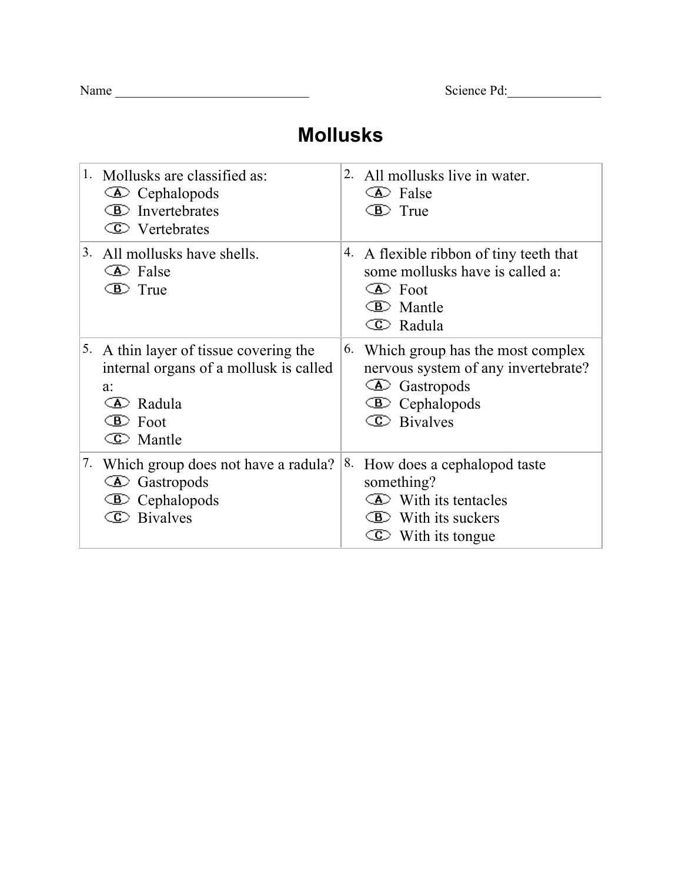Name ______________________________ Science Pd:______________

# Mollusks

1. Mollusks are classified as:
   - (A) Cephalopods
   - (B) Invertebrates
   - (C) Vertebrates

2. All mollusks live in water.
   - (A) False
   - (B) True

3. All mollusks have shells.
   - (A) False
   - (B) True

4. A flexible ribbon of tiny teeth that some mollusks have is called a:
   - (A) Foot
   - (B) Mantle
   - (C) Radula

5. A thin layer of tissue covering the internal organs of a mollusk is called a:
   - (A) Radula
   - (B) Foot
   - (C) Mantle

6. Which group has the most complex nervous system of any invertebrate?
   - (A) Gastropods
   - (B) Cephalopods
   - (C) Bivalves

7. Which group does not have a radula?
   - (A) Gastropods
   - (B) Cephalopods
   - (C) Bivalves

8. How does a cephalopod taste something?
   - (A) With its tentacles
   - (B) With its suckers
   - (C) With its tongue